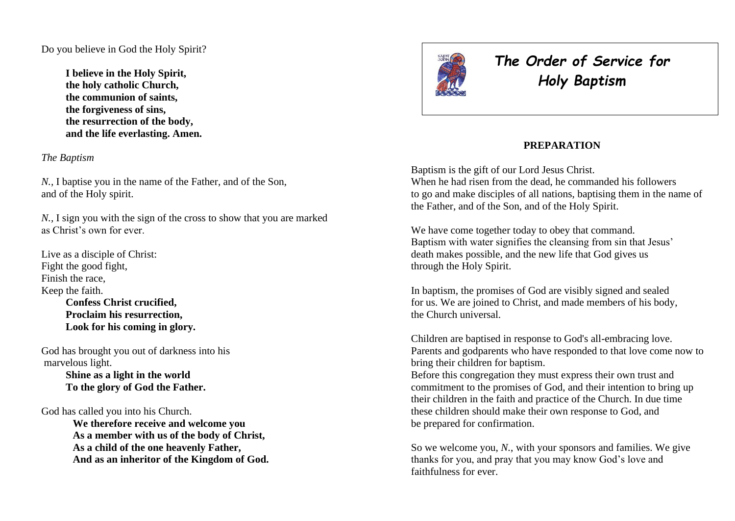Do you believe in God the Holy Spirit?

**I believe in the Holy Spirit,**
**the holy catholic Church,**
**the communion of saints,**
**the forgiveness of sins,**
**the resurrection of the body,**
**and the life everlasting. Amen.**

*The Baptism*

*N.*, I baptise you in the name of the Father, and of the Son, and of the Holy spirit.

*N.*, I sign you with the sign of the cross to show that you are marked as Christ's own for ever.

Live as a disciple of Christ:
Fight the good fight,
Finish the race,
Keep the faith.

**Confess Christ crucified,**
**Proclaim his resurrection,**
**Look for his coming in glory.**

God has brought you out of darkness into his marvelous light.

**Shine as a light in the world**
**To the glory of God the Father.**

God has called you into his Church.

**We therefore receive and welcome you**
**As a member with us of the body of Christ,**
**As a child of the one heavenly Father,**
**And as an inheritor of the Kingdom of God.**

# *The Order of Service for Holy Baptism*

## PREPARATION

Baptism is the gift of our Lord Jesus Christ.
When he had risen from the dead, he commanded his followers to go and make disciples of all nations, baptising them in the name of the Father, and of the Son, and of the Holy Spirit.

We have come together today to obey that command.
Baptism with water signifies the cleansing from sin that Jesus' death makes possible, and the new life that God gives us through the Holy Spirit.

In baptism, the promises of God are visibly signed and sealed for us. We are joined to Christ, and made members of his body, the Church universal.

Children are baptised in response to God's all-embracing love. Parents and godparents who have responded to that love come now to bring their children for baptism.
Before this congregation they must express their own trust and commitment to the promises of God, and their intention to bring up their children in the faith and practice of the Church. In due time these children should make their own response to God, and be prepared for confirmation.

So we welcome you, *N.*, with your sponsors and families. We give thanks for you, and pray that you may know God's love and faithfulness for ever.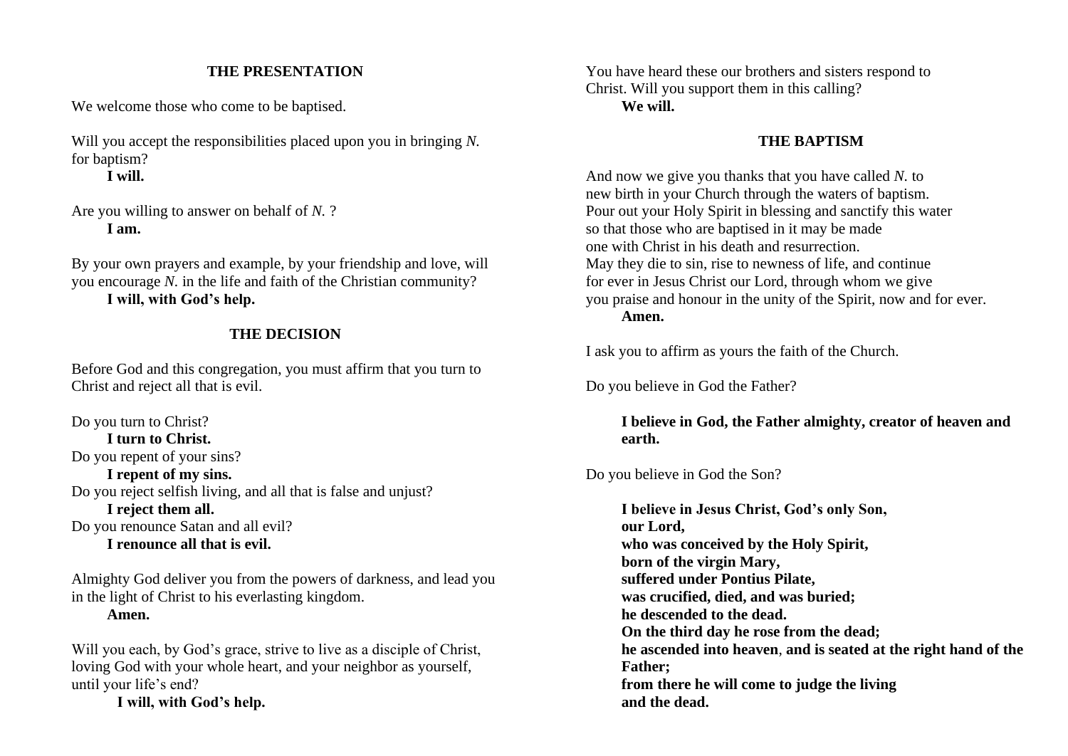## THE PRESENTATION

We welcome those who come to be baptised.

Will you accept the responsibilities placed upon you in bringing *N.* for baptism?

**I will.**

Are you willing to answer on behalf of *N.* ?

**I am.**

By your own prayers and example, by your friendship and love, will you encourage *N.* in the life and faith of the Christian community?

**I will, with God's help.**

## THE DECISION

Before God and this congregation, you must affirm that you turn to Christ and reject all that is evil.

Do you turn to Christ?

**I turn to Christ.**

Do you repent of your sins?

**I repent of my sins.**

Do you reject selfish living, and all that is false and unjust?

**I reject them all.**

Do you renounce Satan and all evil?

**I renounce all that is evil.**

Almighty God deliver you from the powers of darkness, and lead you in the light of Christ to his everlasting kingdom.

**Amen.**

Will you each, by God's grace, strive to live as a disciple of Christ, loving God with your whole heart, and your neighbor as yourself, until your life's end?

**I will, with God's help.**

You have heard these our brothers and sisters respond to Christ. Will you support them in this calling?

**We will.**

## THE BAPTISM

And now we give you thanks that you have called *N.* to new birth in your Church through the waters of baptism. Pour out your Holy Spirit in blessing and sanctify this water so that those who are baptised in it may be made one with Christ in his death and resurrection. May they die to sin, rise to newness of life, and continue for ever in Jesus Christ our Lord, through whom we give you praise and honour in the unity of the Spirit, now and for ever.

**Amen.**

I ask you to affirm as yours the faith of the Church.

Do you believe in God the Father?

**I believe in God, the Father almighty, creator of heaven and earth.**

Do you believe in God the Son?

**I believe in Jesus Christ, God's only Son,**
**our Lord,**
**who was conceived by the Holy Spirit,**
**born of the virgin Mary,**
**suffered under Pontius Pilate,**
**was crucified, died, and was buried;**
**he descended to the dead.**
**On the third day he rose from the dead;**
**he ascended into heaven, and is seated at the right hand of the Father;**
**from there he will come to judge the living**
**and the dead.**